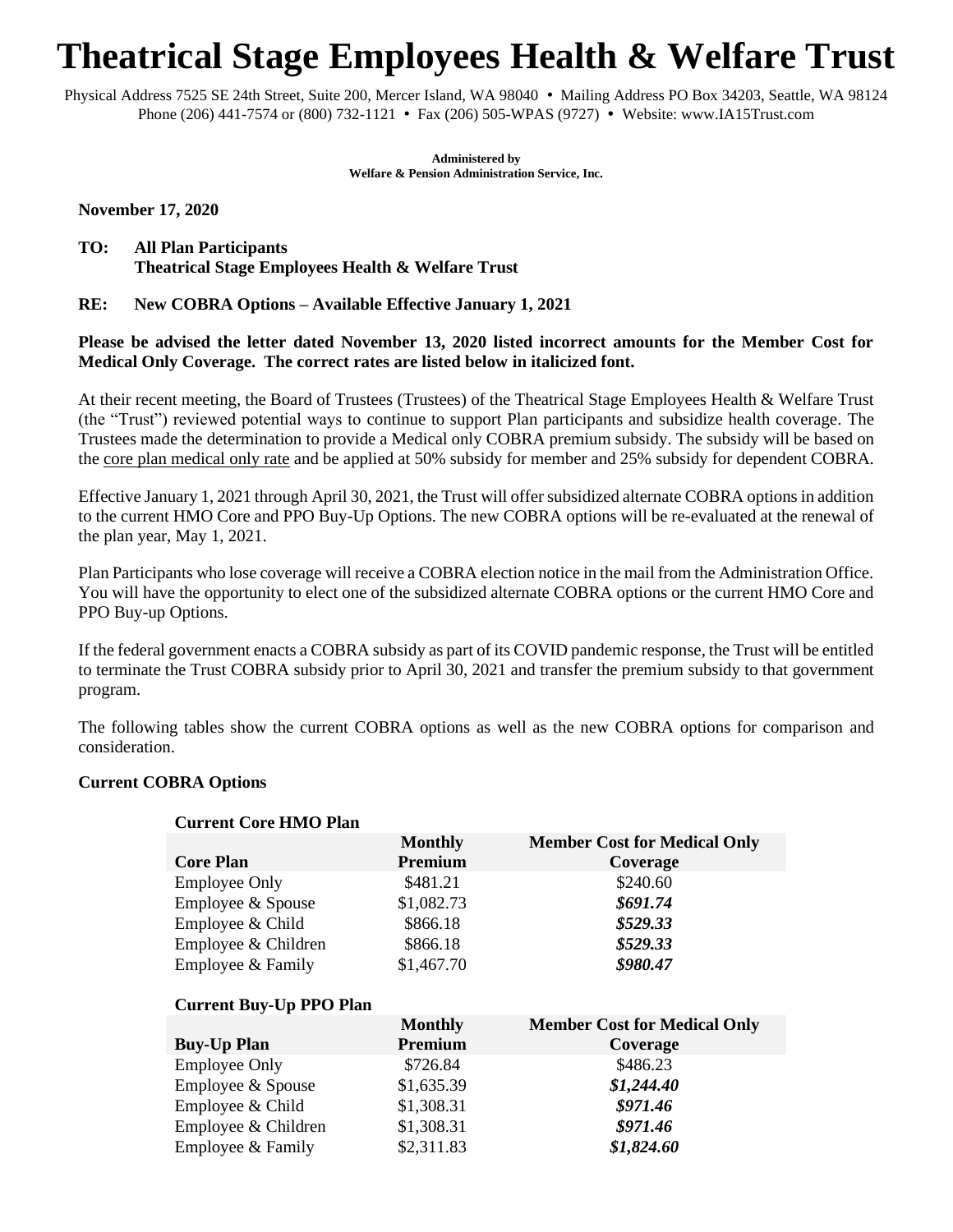# Theatrical Stage Employees Health & Welfare Trust

Physical Address 7525 SE 24th Street, Suite 200, Mercer Island, WA 98040 • Mailing Address PO Box 34203, Seattle, WA 98124
Phone (206) 441-7574 or (800) 732-1121 • Fax (206) 505-WPAS (9727) • Website: www.IA15Trust.com

**Administered by**
**Welfare & Pension Administration Service, Inc.**

**November 17, 2020**

**TO: All Plan Participants**
**Theatrical Stage Employees Health & Welfare Trust**

**RE: New COBRA Options – Available Effective January 1, 2021**

**Please be advised the letter dated November 13, 2020 listed incorrect amounts for the Member Cost for Medical Only Coverage. The correct rates are listed below in italicized font.**

At their recent meeting, the Board of Trustees (Trustees) of the Theatrical Stage Employees Health & Welfare Trust (the "Trust") reviewed potential ways to continue to support Plan participants and subsidize health coverage. The Trustees made the determination to provide a Medical only COBRA premium subsidy. The subsidy will be based on the core plan medical only rate and be applied at 50% subsidy for member and 25% subsidy for dependent COBRA.

Effective January 1, 2021 through April 30, 2021, the Trust will offer subsidized alternate COBRA options in addition to the current HMO Core and PPO Buy-Up Options. The new COBRA options will be re-evaluated at the renewal of the plan year, May 1, 2021.

Plan Participants who lose coverage will receive a COBRA election notice in the mail from the Administration Office. You will have the opportunity to elect one of the subsidized alternate COBRA options or the current HMO Core and PPO Buy-up Options.

If the federal government enacts a COBRA subsidy as part of its COVID pandemic response, the Trust will be entitled to terminate the Trust COBRA subsidy prior to April 30, 2021 and transfer the premium subsidy to that government program.

The following tables show the current COBRA options as well as the new COBRA options for comparison and consideration.

**Current COBRA Options**

**Current Core HMO Plan**

| Core Plan | Monthly Premium | Member Cost for Medical Only Coverage |
|---|---|---|
| Employee Only | $481.21 | $240.60 |
| Employee & Spouse | $1,082.73 | ***$691.74*** |
| Employee & Child | $866.18 | ***$529.33*** |
| Employee & Children | $866.18 | ***$529.33*** |
| Employee & Family | $1,467.70 | ***$980.47*** |

**Current Buy-Up PPO Plan**

| Buy-Up Plan | Monthly Premium | Member Cost for Medical Only Coverage |
|---|---|---|
| Employee Only | $726.84 | $486.23 |
| Employee & Spouse | $1,635.39 | ***$1,244.40*** |
| Employee & Child | $1,308.31 | ***$971.46*** |
| Employee & Children | $1,308.31 | ***$971.46*** |
| Employee & Family | $2,311.83 | ***$1,824.60*** |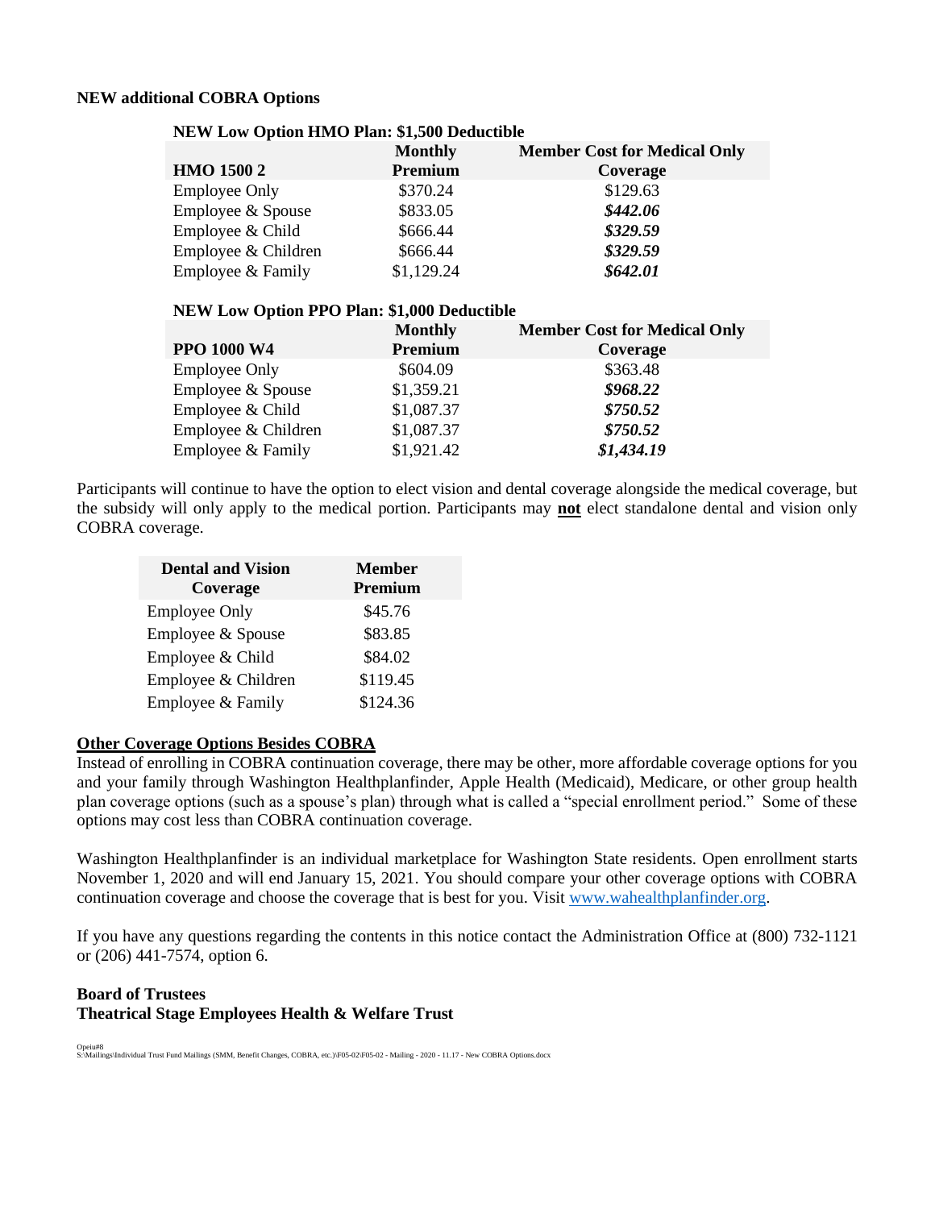**NEW additional COBRA Options**

**NEW Low Option HMO Plan: $1,500 Deductible**

| HMO 1500 2 | Monthly Premium | Member Cost for Medical Only Coverage |
|---|---|---|
| Employee Only | $370.24 | $129.63 |
| Employee & Spouse | $833.05 | ***$442.06*** |
| Employee & Child | $666.44 | ***$329.59*** |
| Employee & Children | $666.44 | ***$329.59*** |
| Employee & Family | $1,129.24 | ***$642.01*** |

**NEW Low Option PPO Plan: $1,000 Deductible**

| PPO 1000 W4 | Monthly Premium | Member Cost for Medical Only Coverage |
|---|---|---|
| Employee Only | $604.09 | $363.48 |
| Employee & Spouse | $1,359.21 | ***$968.22*** |
| Employee & Child | $1,087.37 | ***$750.52*** |
| Employee & Children | $1,087.37 | ***$750.52*** |
| Employee & Family | $1,921.42 | ***$1,434.19*** |

Participants will continue to have the option to elect vision and dental coverage alongside the medical coverage, but the subsidy will only apply to the medical portion. Participants may **not** elect standalone dental and vision only COBRA coverage.

| Dental and Vision Coverage | Member Premium |
|---|---|
| Employee Only | $45.76 |
| Employee & Spouse | $83.85 |
| Employee & Child | $84.02 |
| Employee & Children | $119.45 |
| Employee & Family | $124.36 |

**Other Coverage Options Besides COBRA**

Instead of enrolling in COBRA continuation coverage, there may be other, more affordable coverage options for you and your family through Washington Healthplanfinder, Apple Health (Medicaid), Medicare, or other group health plan coverage options (such as a spouse's plan) through what is called a "special enrollment period." Some of these options may cost less than COBRA continuation coverage.

Washington Healthplanfinder is an individual marketplace for Washington State residents. Open enrollment starts November 1, 2020 and will end January 15, 2021. You should compare your other coverage options with COBRA continuation coverage and choose the coverage that is best for you. Visit www.wahealthplanfinder.org.

If you have any questions regarding the contents in this notice contact the Administration Office at (800) 732-1121 or (206) 441-7574, option 6.

**Board of Trustees**
**Theatrical Stage Employees Health & Welfare Trust**

Opeiu#8
S:\Mailings\Individual Trust Fund Mailings (SMM, Benefit Changes, COBRA, etc.)\F05-02\F05-02 - Mailing - 2020 - 11.17 - New COBRA Options.docx